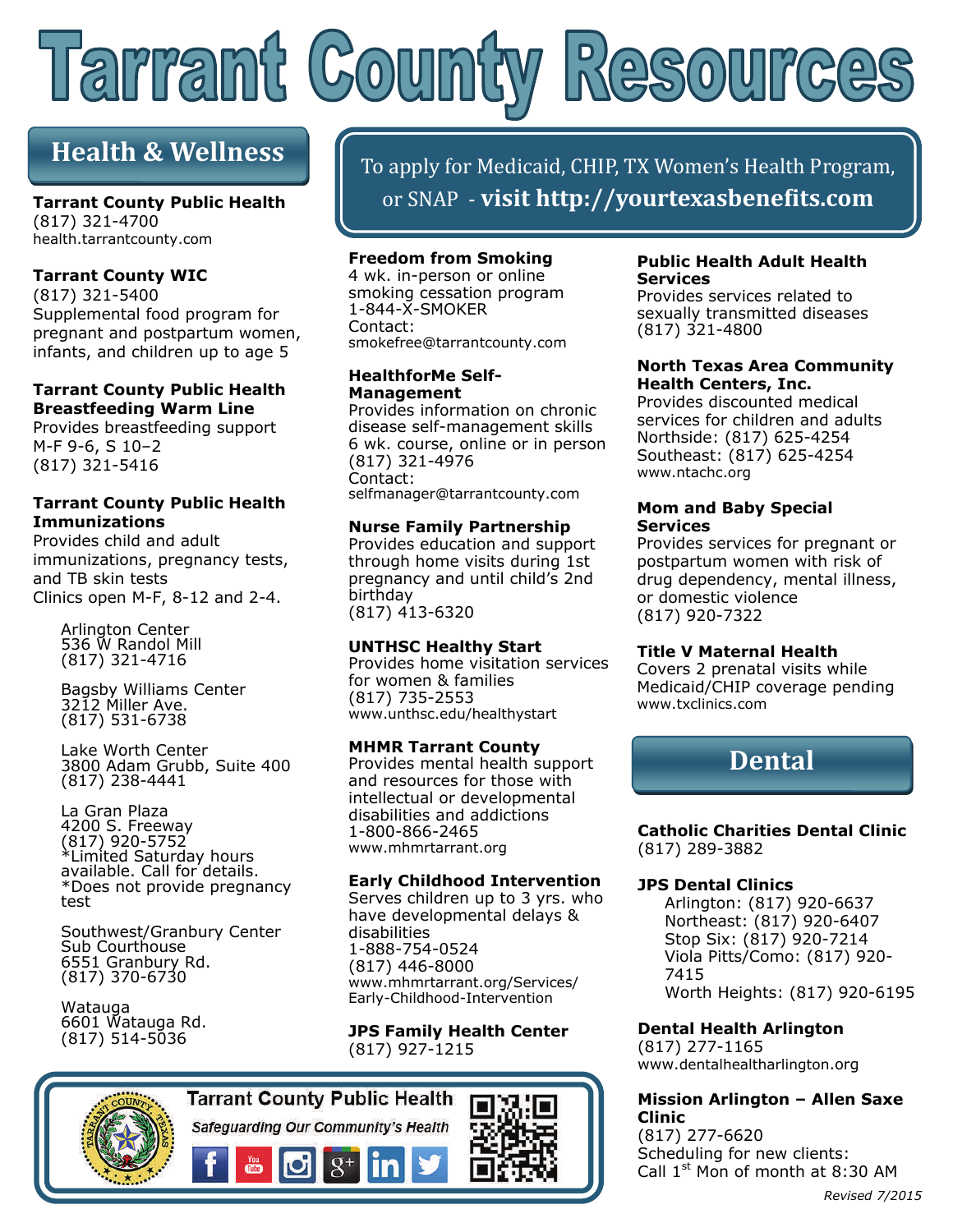# Tarrant County Resources

## Health & Wellness

**Tarrant County Public Health**
(817) 321-4700
health.tarrantcounty.com

**Tarrant County WIC**
(817) 321-5400
Supplemental food program for pregnant and postpartum women, infants, and children up to age 5

**Tarrant County Public Health Breastfeeding Warm Line**
Provides breastfeeding support
M-F 9-6, S 10–2
(817) 321-5416

**Tarrant County Public Health Immunizations**
Provides child and adult immunizations, pregnancy tests, and TB skin tests
Clinics open M-F, 8-12 and 2-4.

Arlington Center
536 W Randol Mill
(817) 321-4716

Bagsby Williams Center
3212 Miller Ave.
(817) 531-6738

Lake Worth Center
3800 Adam Grubb, Suite 400
(817) 238-4441

La Gran Plaza
4200 S. Freeway
(817) 920-5752
*Limited Saturday hours available. Call for details.
*Does not provide pregnancy test

Southwest/Granbury Center
Sub Courthouse
6551 Granbury Rd.
(817) 370-6730

Watauga
6601 Watauga Rd.
(817) 514-5036

To apply for Medicaid, CHIP, TX Women's Health Program, or SNAP - **visit http://yourtexasbenefits.com**

**Freedom from Smoking**
4 wk. in-person or online smoking cessation program
1-844-X-SMOKER
Contact:
smokefree@tarrantcounty.com

**HealthforMe Self-Management**
Provides information on chronic disease self-management skills
6 wk. course, online or in person
(817) 321-4976
Contact:
selfmanager@tarrantcounty.com

**Nurse Family Partnership**
Provides education and support through home visits during 1st pregnancy and until child's 2nd birthday
(817) 413-6320

**UNTHSC Healthy Start**
Provides home visitation services for women & families
(817) 735-2553
www.unthsc.edu/healthystart

**MHMR Tarrant County**
Provides mental health support and resources for those with intellectual or developmental disabilities and addictions
1-800-866-2465
www.mhmrtarrant.org

**Early Childhood Intervention**
Serves children up to 3 yrs. who have developmental delays & disabilities
1-888-754-0524
(817) 446-8000
www.mhmrtarrant.org/Services/Early-Childhood-Intervention

**JPS Family Health Center**
(817) 927-1215

**Public Health Adult Health Services**
Provides services related to sexually transmitted diseases
(817) 321-4800

**North Texas Area Community Health Centers, Inc.**
Provides discounted medical services for children and adults
Northside: (817) 625-4254
Southeast: (817) 625-4254
www.ntachc.org

**Mom and Baby Special Services**
Provides services for pregnant or postpartum women with risk of drug dependency, mental illness, or domestic violence
(817) 920-7322

**Title V Maternal Health**
Covers 2 prenatal visits while Medicaid/CHIP coverage pending
www.txclinics.com

## Dental

**Catholic Charities Dental Clinic**
(817) 289-3882

**JPS Dental Clinics**
Arlington: (817) 920-6637
Northeast: (817) 920-6407
Stop Six: (817) 920-7214
Viola Pitts/Como: (817) 920-7415
Worth Heights: (817) 920-6195

**Dental Health Arlington**
(817) 277-1165
www.dentalhealtharlington.org

**Mission Arlington – Allen Saxe Clinic**
(817) 277-6620
Scheduling for new clients:
Call 1st Mon of month at 8:30 AM

Tarrant County Public Health
*Safeguarding Our Community's Health*

*Revised 7/2015*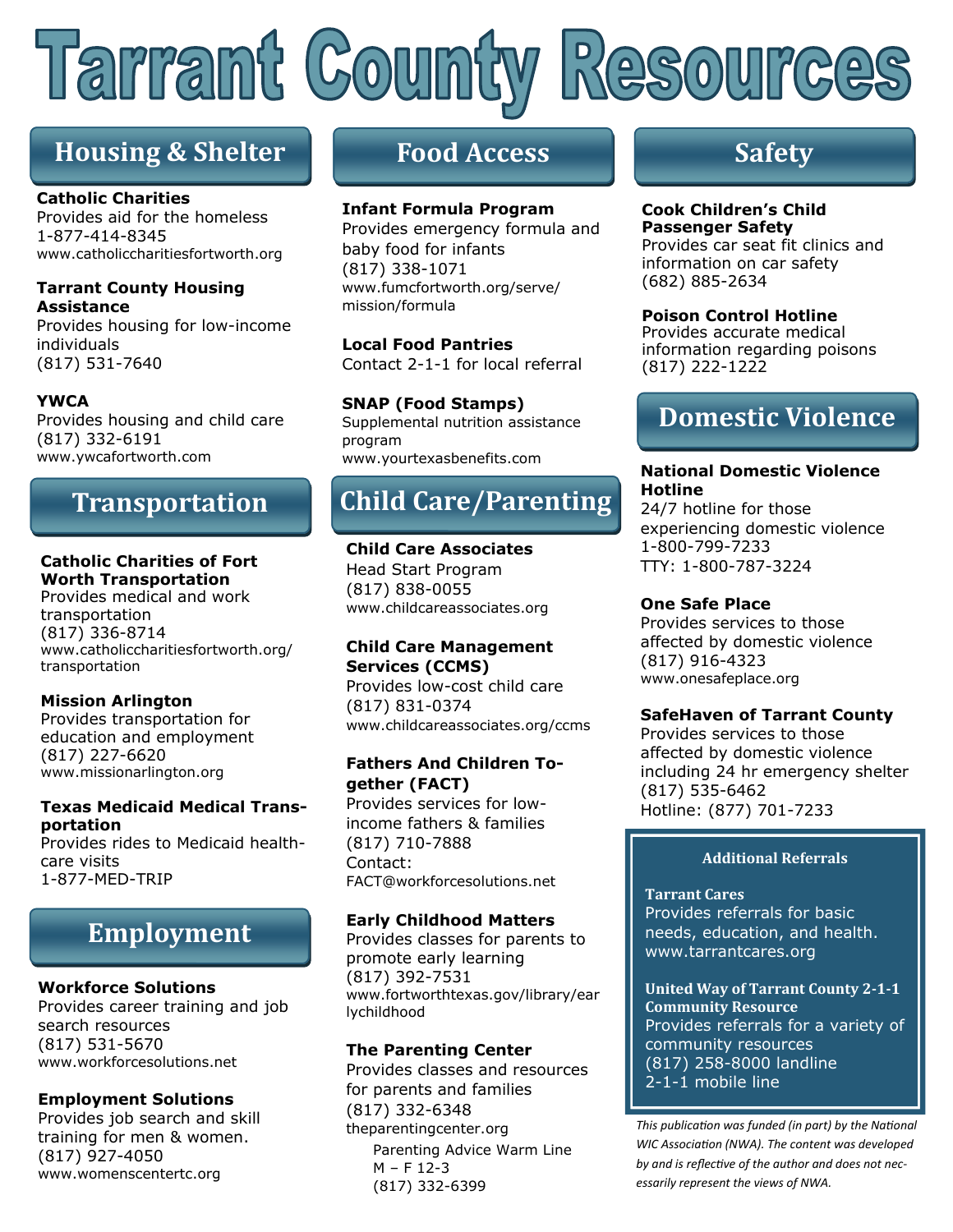# Tarrant County Resources

## Housing & Shelter

**Catholic Charities**
Provides aid for the homeless
1-877-414-8345
www.catholiccharitiesfortworth.org

**Tarrant County Housing Assistance**
Provides housing for low-income individuals
(817) 531-7640

**YWCA**
Provides housing and child care
(817) 332-6191
www.ywcafortworth.com

## Transportation

**Catholic Charities of Fort Worth Transportation**
Provides medical and work transportation
(817) 336-8714
www.catholiccharitiesfortworth.org/transportation

**Mission Arlington**
Provides transportation for education and employment
(817) 227-6620
www.missionarlington.org

**Texas Medicaid Medical Transportation**
Provides rides to Medicaid health-care visits
1-877-MED-TRIP

## Employment

**Workforce Solutions**
Provides career training and job search resources
(817) 531-5670
www.workforcesolutions.net

**Employment Solutions**
Provides job search and skill training for men & women.
(817) 927-4050
www.womenscentertc.org

## Food Access

**Infant Formula Program**
Provides emergency formula and baby food for infants
(817) 338-1071
www.fumcfortworth.org/serve/mission/formula

**Local Food Pantries**
Contact 2-1-1 for local referral

**SNAP (Food Stamps)**
Supplemental nutrition assistance program
www.yourtexasbenefits.com

## Child Care/Parenting

**Child Care Associates**
Head Start Program
(817) 838-0055
www.childcareassociates.org

**Child Care Management Services (CCMS)**
Provides low-cost child care
(817) 831-0374
www.childcareassociates.org/ccms

**Fathers And Children Together (FACT)**
Provides services for low-income fathers & families
(817) 710-7888
Contact:
FACT@workforcesolutions.net

**Early Childhood Matters**
Provides classes for parents to promote early learning
(817) 392-7531
www.fortworthtexas.gov/library/earlychildhood

**The Parenting Center**
Provides classes and resources for parents and families
(817) 332-6348
theparentingcenter.org
Parenting Advice Warm Line
M – F 12-3
(817) 332-6399

## Safety

**Cook Children's Child Passenger Safety**
Provides car seat fit clinics and information on car safety
(682) 885-2634

**Poison Control Hotline**
Provides accurate medical information regarding poisons
(817) 222-1222

## Domestic Violence

**National Domestic Violence Hotline**
24/7 hotline for those experiencing domestic violence
1-800-799-7233
TTY: 1-800-787-3224

**One Safe Place**
Provides services to those affected by domestic violence
(817) 916-4323
www.onesafeplace.org

**SafeHaven of Tarrant County**
Provides services to those affected by domestic violence including 24 hr emergency shelter
(817) 535-6462
Hotline: (877) 701-7233

### Additional Referrals

**Tarrant Cares**
Provides referrals for basic needs, education, and health.
www.tarrantcares.org

**United Way of Tarrant County 2-1-1 Community Resource**
Provides referrals for a variety of community resources
(817) 258-8000 landline
2-1-1 mobile line

*This publication was funded (in part) by the National WIC Association (NWA). The content was developed by and is reflective of the author and does not necessarily represent the views of NWA.*